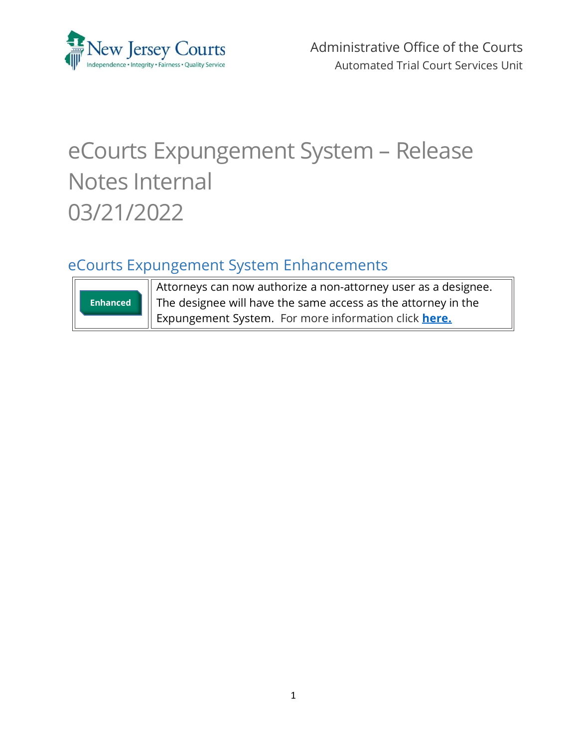Administrative Office of the Courts
Automated Trial Court Services Unit

# eCourts Expungement System – Release Notes Internal 03/21/2022

## eCourts Expungement System Enhancements

| | |
|---|---|
| **Enhanced** | Attorneys can now authorize a non-attorney user as a designee. The designee will have the same access as the attorney in the Expungement System. For more information click **here.** |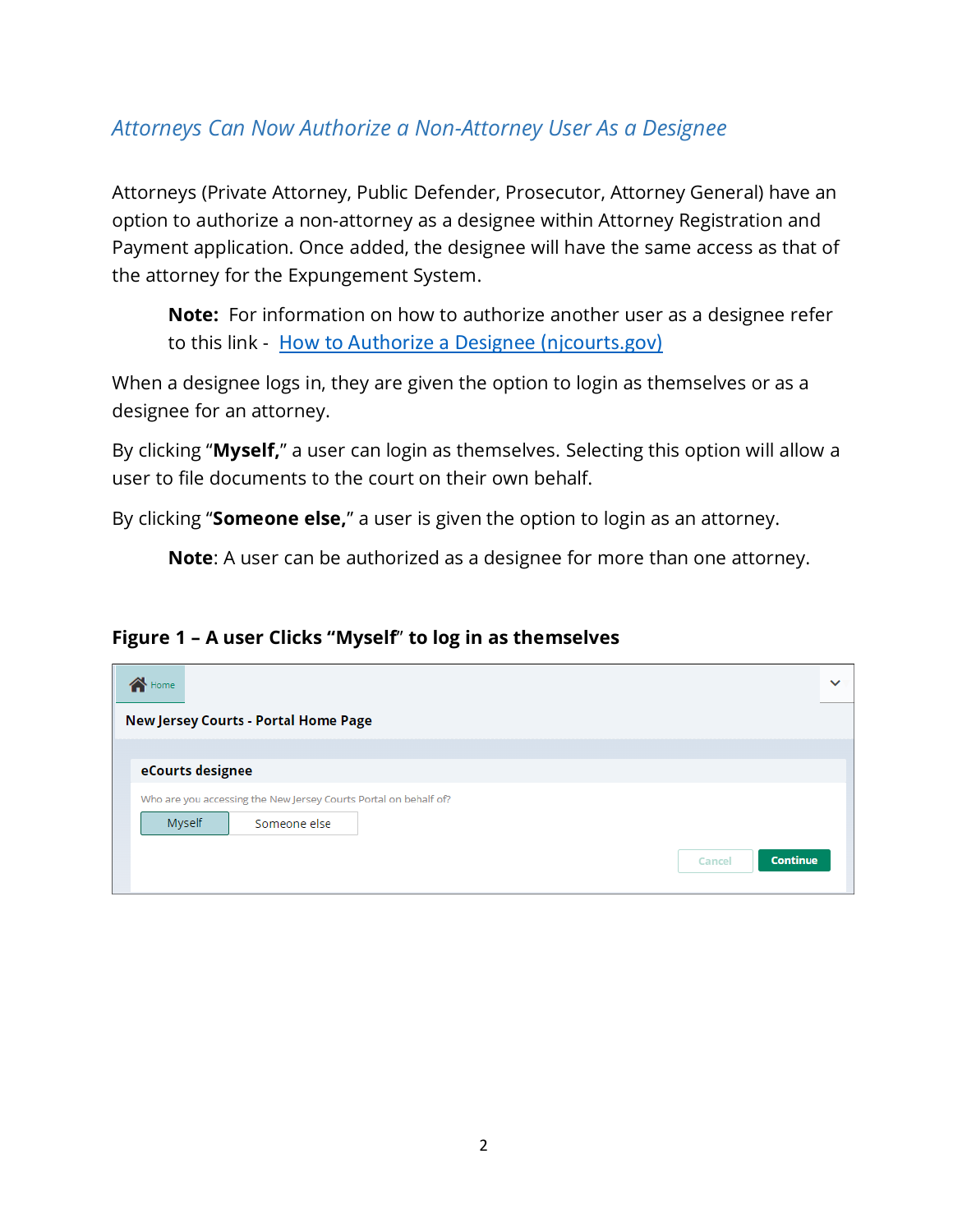## *Attorneys Can Now Authorize a Non-Attorney User As a Designee*

Attorneys (Private Attorney, Public Defender, Prosecutor, Attorney General) have an option to authorize a non-attorney as a designee within Attorney Registration and Payment application. Once added, the designee will have the same access as that of the attorney for the Expungement System.

> **Note:** For information on how to authorize another user as a designee refer to this link - [How to Authorize a Designee (njcourts.gov)]()

When a designee logs in, they are given the option to login as themselves or as a designee for an attorney.

By clicking "**Myself,**" a user can login as themselves. Selecting this option will allow a user to file documents to the court on their own behalf.

By clicking "**Someone else,**" a user is given the option to login as an attorney.

> **Note**: A user can be authorized as a designee for more than one attorney.

**Figure 1 – A user Clicks "Myself" to log in as themselves**

Home

New Jersey Courts - Portal Home Page

eCourts designee

Who are you accessing the New Jersey Courts Portal on behalf of?

Myself | Someone else

Cancel | Continue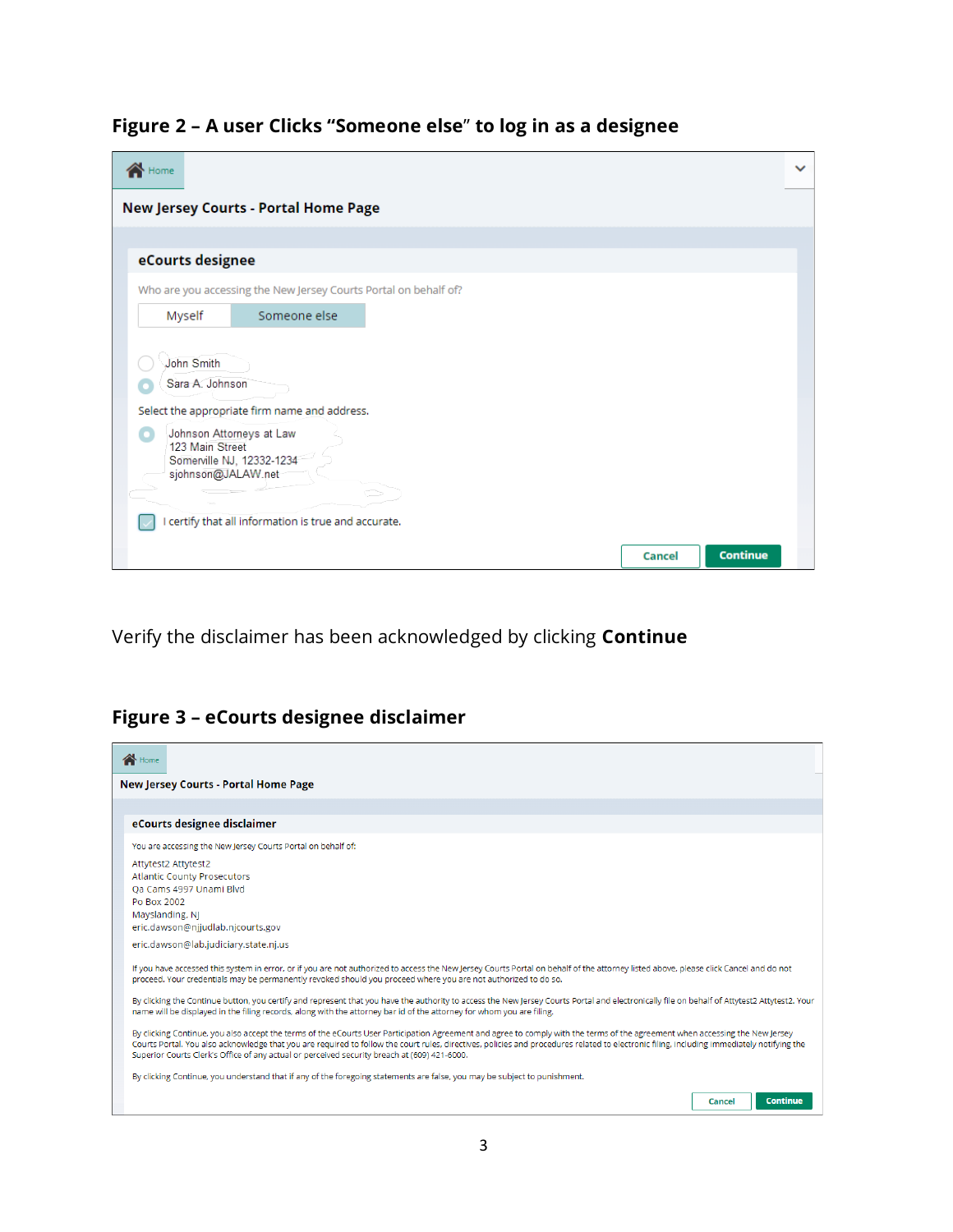### Figure 2 – A user Clicks "Someone else" to log in as a designee

Home

New Jersey Courts - Portal Home Page

**eCourts designee**

Who are you accessing the New Jersey Courts Portal on behalf of?

Myself | Someone else

John Smith

Sara A. Johnson

Select the appropriate firm name and address.

Johnson Attorneys at Law
123 Main Street
Somerville NJ, 12332-1234
sjohnson@JALAW.net

I certify that all information is true and accurate.

Cancel | Continue

Verify the disclaimer has been acknowledged by clicking **Continue**

### Figure 3 – eCourts designee disclaimer

Home

New Jersey Courts - Portal Home Page

**eCourts designee disclaimer**

You are accessing the New Jersey Courts Portal on behalf of:

Attytest2 Attytest2
Atlantic County Prosecutors
Qa Cams 4997 Unami Blvd
Po Box 2002
Mayslanding, NJ
eric.dawson@njjudlab.njcourts.gov
eric.dawson@lab.judiciary.state.nj.us

If you have accessed this system in error, or if you are not authorized to access the New Jersey Courts Portal on behalf of the attorney listed above, please click Cancel and do not proceed. Your credentials may be permanently revoked should you proceed where you are not authorized to do so.

By clicking the Continue button, you certify and represent that you have the authority to access the New Jersey Courts Portal and electronically file on behalf of Attytest2 Attytest2. Your name will be displayed in the filing records, along with the attorney bar id of the attorney for whom you are filing.

By clicking Continue, you also accept the terms of the eCourts User Participation Agreement and agree to comply with the terms of the agreement when accessing the New Jersey Courts Portal. You also acknowledge that you are required to follow the court rules, directives, policies and procedures related to electronic filing, including immediately notifying the Superior Courts Clerk's Office of any actual or perceived security breach at (609) 421-6000.

By clicking Continue, you understand that if any of the foregoing statements are false, you may be subject to punishment.

Cancel | Continue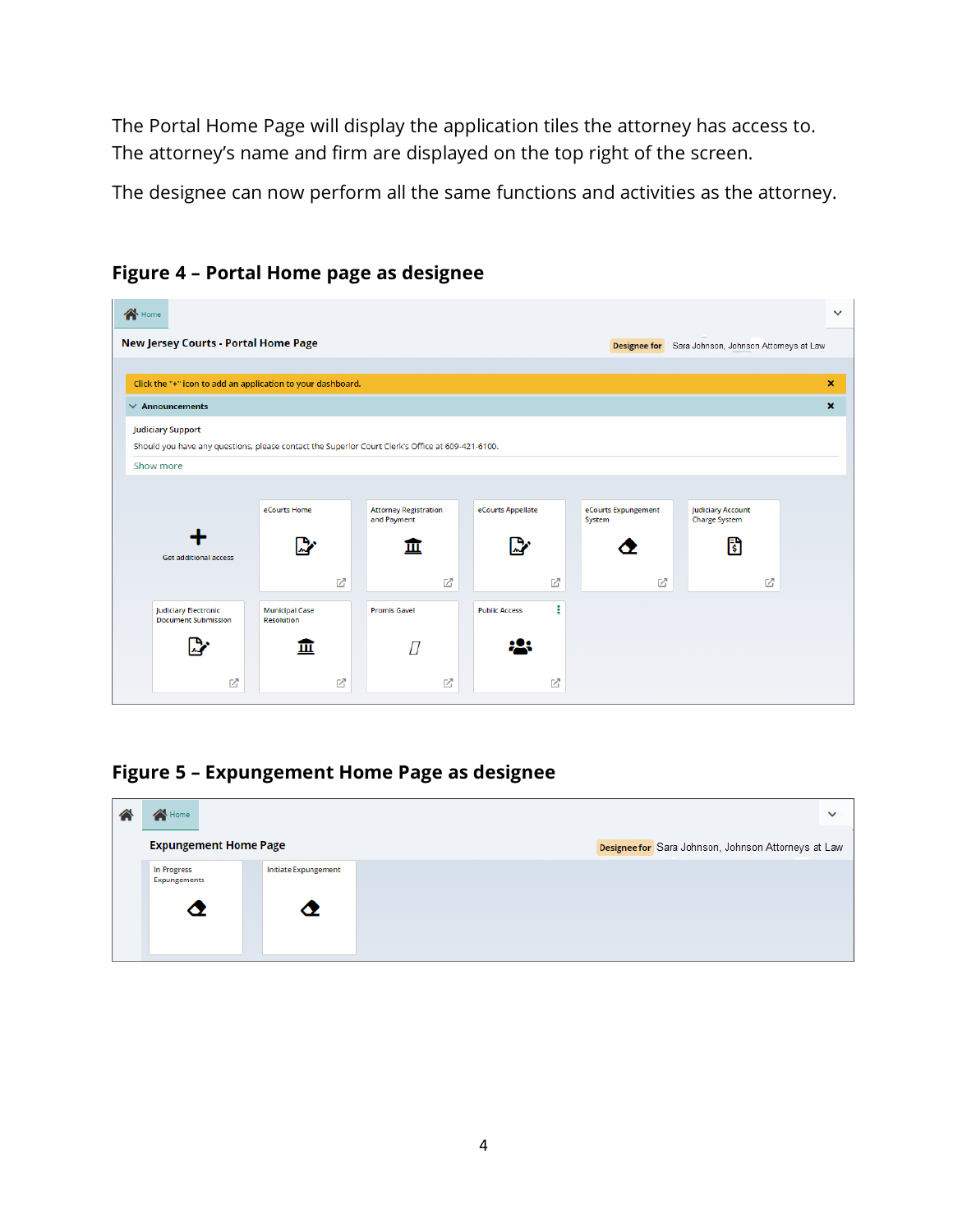The Portal Home Page will display the application tiles the attorney has access to. The attorney's name and firm are displayed on the top right of the screen.

The designee can now perform all the same functions and activities as the attorney.

### Figure 4 – Portal Home page as designee

### Figure 5 – Expungement Home Page as designee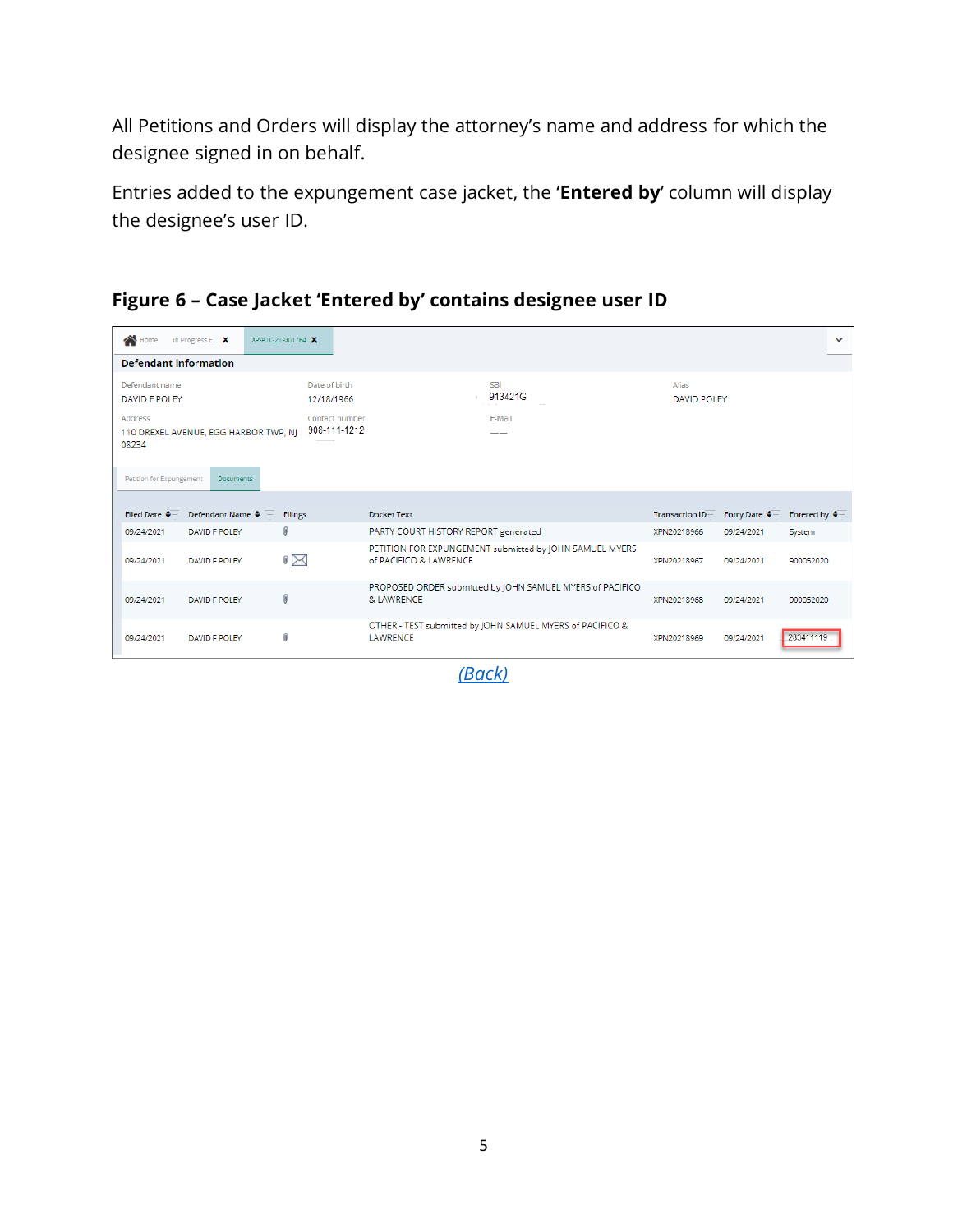All Petitions and Orders will display the attorney's name and address for which the designee signed in on behalf.

Entries added to the expungement case jacket, the '**Entered by**' column will display the designee's user ID.

### Figure 6 – Case Jacket 'Entered by' contains designee user ID

Home | In Progress E... | XP-ATL-21-001764

**Defendant information**

| Defendant name | Date of birth | SBI | Alias |
|---|---|---|---|
| DAVID F POLEY | 12/18/1966 | 913421G | DAVID POLEY |

| Address | Contact number | E-Mail |
|---|---|---|
| 110 DREXEL AVENUE, EGG HARBOR TWP, NJ 08234 | 908-111-1212 | — |

Petition for Expungement | Documents

| Filed Date | Defendant Name | Filings | Docket Text | Transaction ID | Entry Date | Entered by |
|---|---|---|---|---|---|---|
| 09/24/2021 | DAVID F POLEY | | PARTY COURT HISTORY REPORT generated | XPN20218966 | 09/24/2021 | System |
| 09/24/2021 | DAVID F POLEY | | PETITION FOR EXPUNGEMENT submitted by JOHN SAMUEL MYERS of PACIFICO & LAWRENCE | XPN20218967 | 09/24/2021 | 900052020 |
| 09/24/2021 | DAVID F POLEY | | PROPOSED ORDER submitted by JOHN SAMUEL MYERS of PACIFICO & LAWRENCE | XPN20218968 | 09/24/2021 | 900052020 |
| 09/24/2021 | DAVID F POLEY | | OTHER - TEST submitted by JOHN SAMUEL MYERS of PACIFICO & LAWRENCE | XPN20218969 | 09/24/2021 | 283411119 |

(Back)